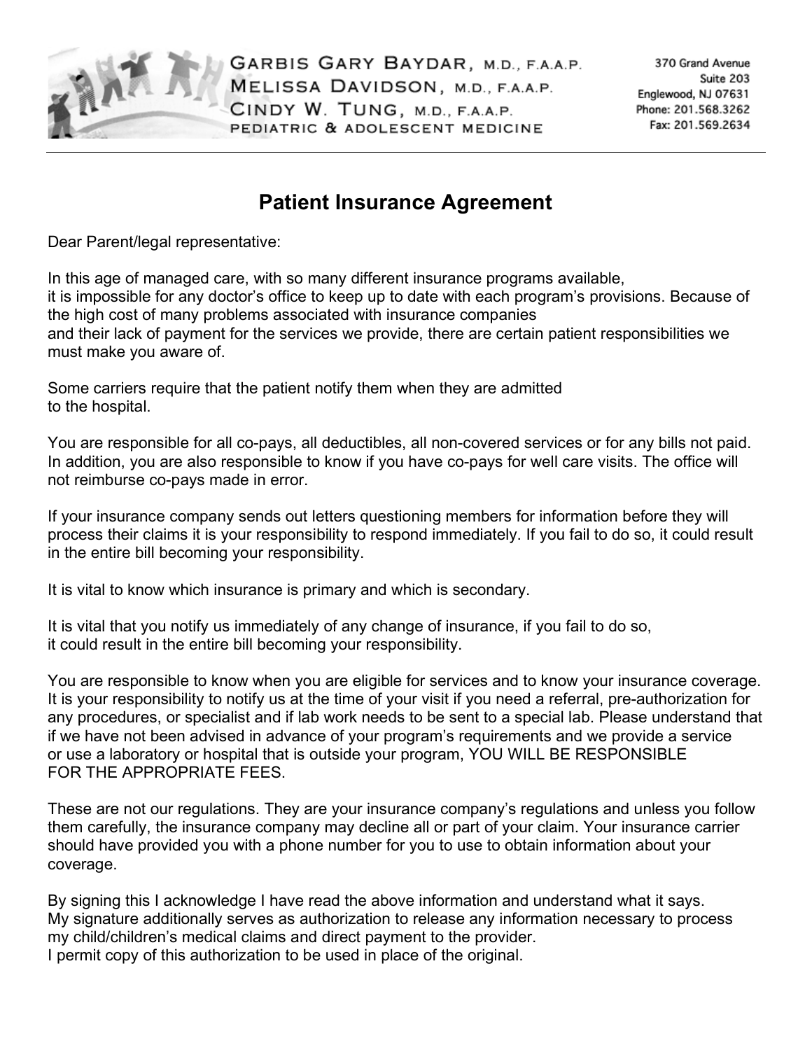GARBIS GARY BAYDAR, M.D., F.A.A.P.
MELISSA DAVIDSON, M.D., F.A.A.P.
CINDY W. TUNG, M.D., F.A.A.P.
PEDIATRIC & ADOLESCENT MEDICINE

370 Grand Avenue
Suite 203
Englewood, NJ 07631
Phone: 201.568.3262
Fax: 201.569.2634

# Patient Insurance Agreement

Dear Parent/legal representative:

In this age of managed care, with so many different insurance programs available, it is impossible for any doctor's office to keep up to date with each program's provisions. Because of the high cost of many problems associated with insurance companies and their lack of payment for the services we provide, there are certain patient responsibilities we must make you aware of.

Some carriers require that the patient notify them when they are admitted to the hospital.

You are responsible for all co-pays, all deductibles, all non-covered services or for any bills not paid. In addition, you are also responsible to know if you have co-pays for well care visits. The office will not reimburse co-pays made in error.

If your insurance company sends out letters questioning members for information before they will process their claims it is your responsibility to respond immediately. If you fail to do so, it could result in the entire bill becoming your responsibility.

It is vital to know which insurance is primary and which is secondary.

It is vital that you notify us immediately of any change of insurance, if you fail to do so, it could result in the entire bill becoming your responsibility.

You are responsible to know when you are eligible for services and to know your insurance coverage. It is your responsibility to notify us at the time of your visit if you need a referral, pre-authorization for any procedures, or specialist and if lab work needs to be sent to a special lab. Please understand that if we have not been advised in advance of your program's requirements and we provide a service or use a laboratory or hospital that is outside your program, YOU WILL BE RESPONSIBLE FOR THE APPROPRIATE FEES.

These are not our regulations. They are your insurance company's regulations and unless you follow them carefully, the insurance company may decline all or part of your claim. Your insurance carrier should have provided you with a phone number for you to use to obtain information about your coverage.

By signing this I acknowledge I have read the above information and understand what it says.
My signature additionally serves as authorization to release any information necessary to process my child/children's medical claims and direct payment to the provider.
I permit copy of this authorization to be used in place of the original.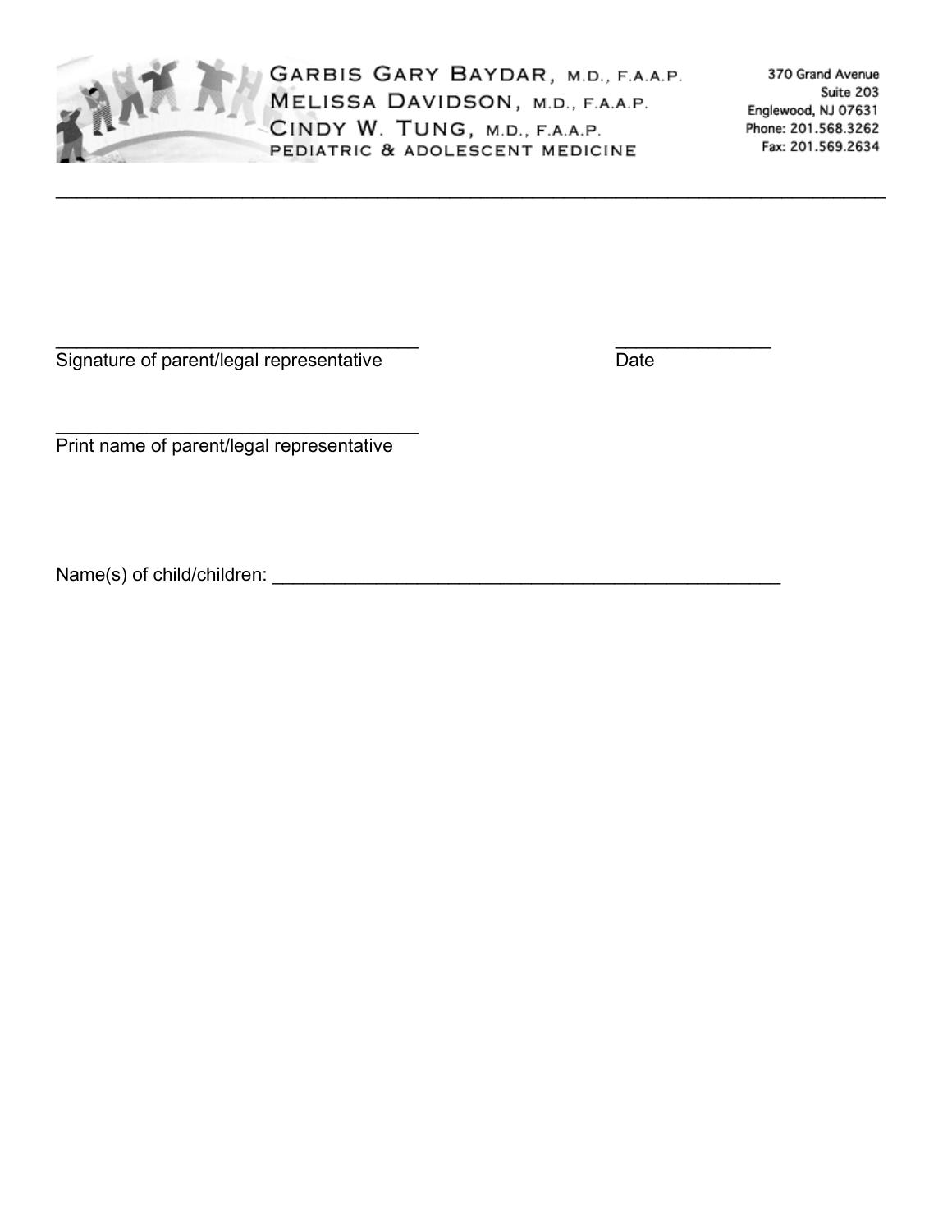GARBIS GARY BAYDAR, M.D., F.A.A.P.
MELISSA DAVIDSON, M.D., F.A.A.P.
CINDY W. TUNG, M.D., F.A.A.P.
PEDIATRIC & ADOLESCENT MEDICINE

370 Grand Avenue
Suite 203
Englewood, NJ 07631
Phone: 201.568.3262
Fax: 201.569.2634

---

_____________________________________ _______________
Signature of parent/legal representative Date

_____________________________________
Print name of parent/legal representative

Name(s) of child/children: ____________________________________________________